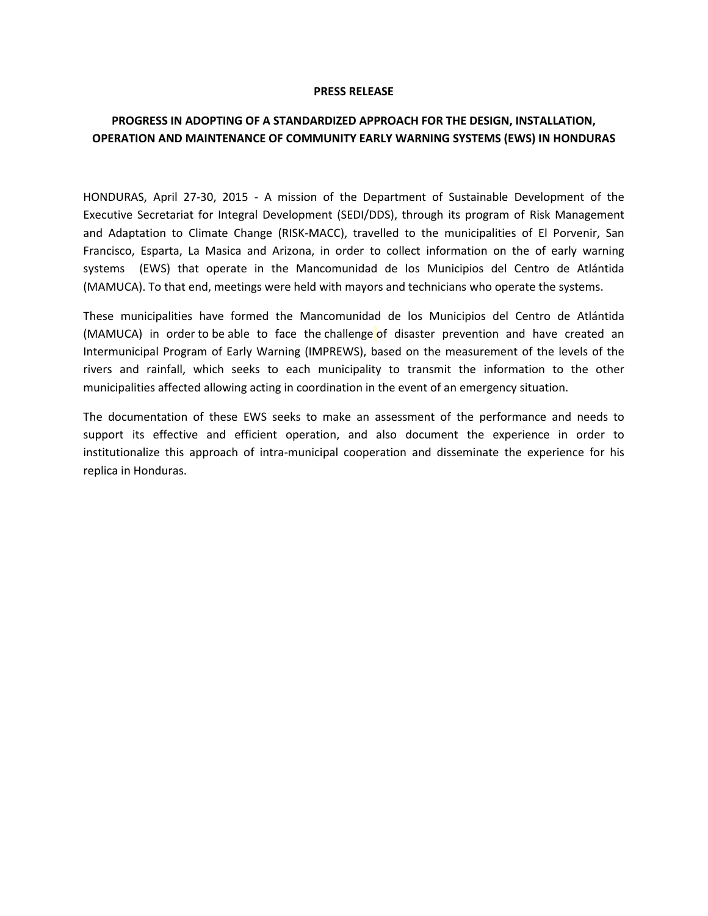**PRESS RELEASE**

**PROGRESS IN ADOPTING OF A STANDARDIZED APPROACH FOR THE DESIGN, INSTALLATION, OPERATION AND MAINTENANCE OF COMMUNITY EARLY WARNING SYSTEMS (EWS) IN HONDURAS**

HONDURAS, April 27-30, 2015 - A mission of the Department of Sustainable Development of the Executive Secretariat for Integral Development (SEDI/DDS), through its program of Risk Management and Adaptation to Climate Change (RISK-MACC), travelled to the municipalities of El Porvenir, San Francisco, Esparta, La Masica and Arizona, in order to collect information on the of early warning systems (EWS) that operate in the Mancomunidad de los Municipios del Centro de Atlántida (MAMUCA). To that end, meetings were held with mayors and technicians who operate the systems.

These municipalities have formed the Mancomunidad de los Municipios del Centro de Atlántida (MAMUCA) in order to be able to face the challenge of disaster prevention and have created an Intermunicipal Program of Early Warning (IMPREWS), based on the measurement of the levels of the rivers and rainfall, which seeks to each municipality to transmit the information to the other municipalities affected allowing acting in coordination in the event of an emergency situation.

The documentation of these EWS seeks to make an assessment of the performance and needs to support its effective and efficient operation, and also document the experience in order to institutionalize this approach of intra-municipal cooperation and disseminate the experience for his replica in Honduras.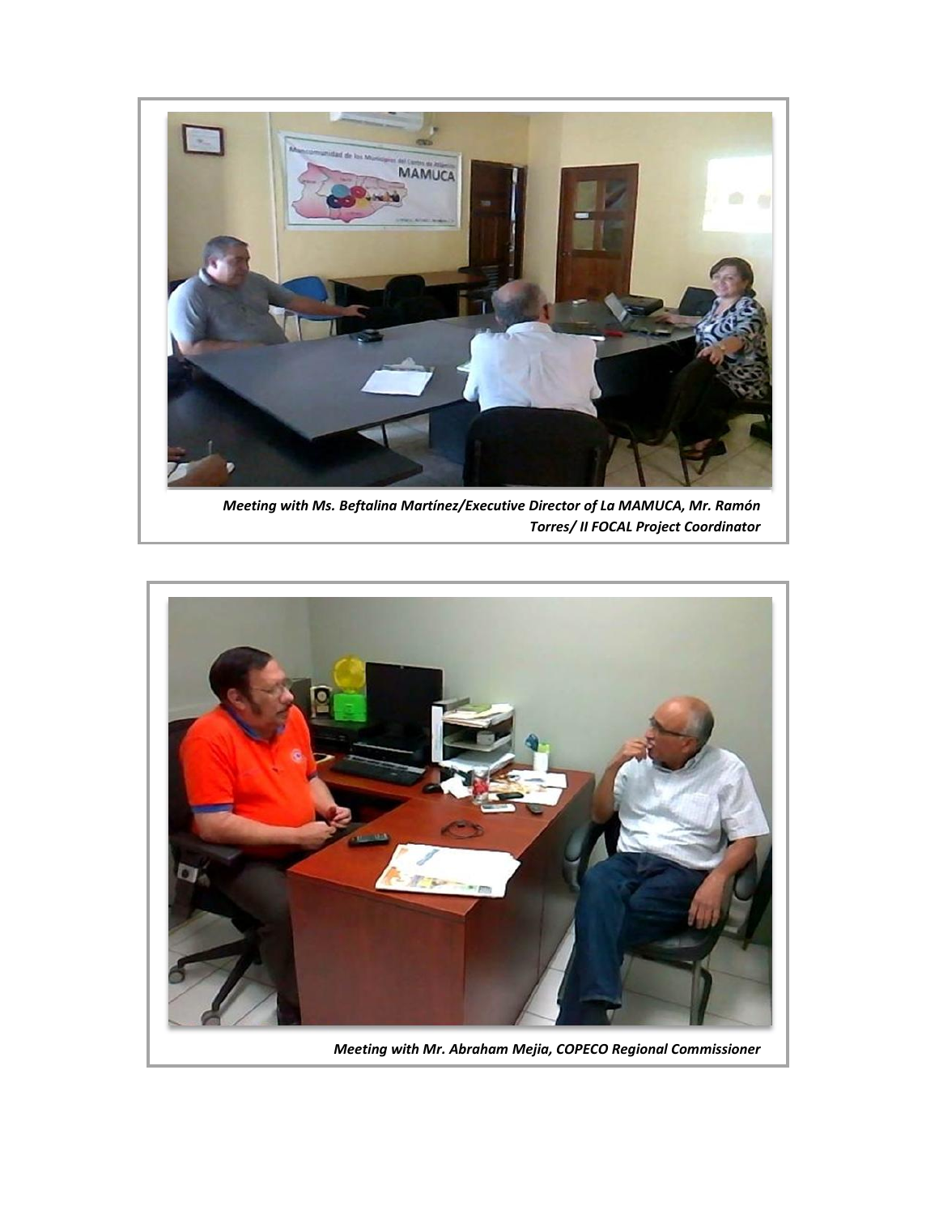*Meeting with Ms. Beftalina Martínez/Executive Director of La MAMUCA, Mr. Ramón Torres/ II FOCAL Project Coordinator*

*Meeting with Mr. Abraham Mejia, COPECO Regional Commissioner*